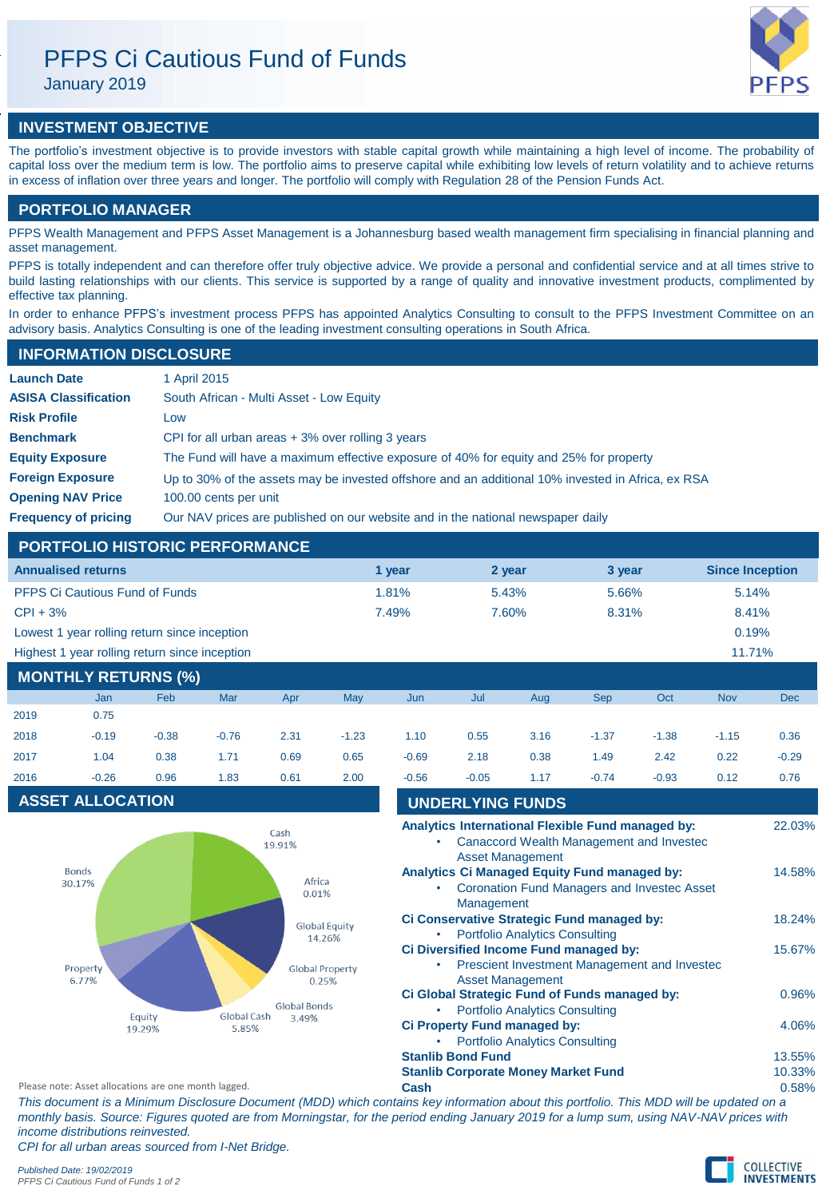# PFPS Ci Cautious Fund of Funds

January 2019

## INVESTMENT OBJECTIVE

The portfolio's investment objective is to provide investors with stable capital growth while maintaining a high level of income. The probability of capital loss over the medium term is low. The portfolio aims to preserve capital while exhibiting low levels of return volatility and to achieve returns in excess of inflation over three years and longer. The portfolio will comply with Regulation 28 of the Pension Funds Act.

## PORTFOLIO MANAGER

PFPS Wealth Management and PFPS Asset Management is a Johannesburg based wealth management firm specialising in financial planning and asset management.

PFPS is totally independent and can therefore offer truly objective advice. We provide a personal and confidential service and at all times strive to build lasting relationships with our clients. This service is supported by a range of quality and innovative investment products, complimented by effective tax planning.

In order to enhance PFPS's investment process PFPS has appointed Analytics Consulting to consult to the PFPS Investment Committee on an advisory basis. Analytics Consulting is one of the leading investment consulting operations in South Africa.

## INFORMATION DISCLOSURE

| | |
|---|---|
| **Launch Date** | 1 April 2015 |
| **ASISA Classification** | South African - Multi Asset - Low Equity |
| **Risk Profile** | Low |
| **Benchmark** | CPI for all urban areas + 3% over rolling 3 years |
| **Equity Exposure** | The Fund will have a maximum effective exposure of 40% for equity and 25% for property |
| **Foreign Exposure** | Up to 30% of the assets may be invested offshore and an additional 10% invested in Africa, ex RSA |
| **Opening NAV Price** | 100.00 cents per unit |
| **Frequency of pricing** | Our NAV prices are published on our website and in the national newspaper daily |

## PORTFOLIO HISTORIC PERFORMANCE

| Annualised returns | 1 year | 2 year | 3 year | Since Inception |
|---|---|---|---|---|
| PFPS Ci Cautious Fund of Funds | 1.81% | 5.43% | 5.66% | 5.14% |
| CPI + 3% | 7.49% | 7.60% | 8.31% | 8.41% |
| Lowest 1 year rolling return since inception | | | | 0.19% |
| Highest 1 year rolling return since inception | | | | 11.71% |

## MONTHLY RETURNS (%)

| | Jan | Feb | Mar | Apr | May | Jun | Jul | Aug | Sep | Oct | Nov | Dec |
|---|---|---|---|---|---|---|---|---|---|---|---|---|
| 2019 | 0.75 | | | | | | | | | | | |
| 2018 | -0.19 | -0.38 | -0.76 | 2.31 | -1.23 | 1.10 | 0.55 | 3.16 | -1.37 | -1.38 | -1.15 | 0.36 |
| 2017 | 1.04 | 0.38 | 1.71 | 0.69 | 0.65 | -0.69 | 2.18 | 0.38 | 1.49 | 2.42 | 0.22 | -0.29 |
| 2016 | -0.26 | 0.96 | 1.83 | 0.61 | 2.00 | -0.56 | -0.05 | 1.17 | -0.74 | -0.93 | 0.12 | 0.76 |

## ASSET ALLOCATION

| Asset | Allocation |
|---|---|
| Cash | 19.91% |
| Africa | 0.01% |
| Global Equity | 14.26% |
| Global Property | 0.25% |
| Global Bonds | 3.49% |
| Global Cash | 5.85% |
| Equity | 19.29% |
| Property | 6.77% |
| Bonds | 30.17% |

Please note: Asset allocations are one month lagged.

## UNDERLYING FUNDS

| Fund | Weight |
|---|---|
| **Analytics International Flexible Fund managed by:** <br> • Canaccord Wealth Management and Investec Asset Management | 22.03% |
| **Analytics Ci Managed Equity Fund managed by:** <br> • Coronation Fund Managers and Investec Asset Management | 14.58% |
| **Ci Conservative Strategic Fund managed by:** <br> • Portfolio Analytics Consulting | 18.24% |
| **Ci Diversified Income Fund managed by:** <br> • Prescient Investment Management and Investec Asset Management | 15.67% |
| **Ci Global Strategic Fund of Funds managed by:** <br> • Portfolio Analytics Consulting | 0.96% |
| **Ci Property Fund managed by:** <br> • Portfolio Analytics Consulting | 4.06% |
| **Stanlib Bond Fund** | 13.55% |
| **Stanlib Corporate Money Market Fund** | 10.33% |
| **Cash** | 0.58% |

*This document is a Minimum Disclosure Document (MDD) which contains key information about this portfolio. This MDD will be updated on a monthly basis. Source: Figures quoted are from Morningstar, for the period ending January 2019 for a lump sum, using NAV-NAV prices with income distributions reinvested.*

*CPI for all urban areas sourced from I-Net Bridge.*

*Published Date: 19/02/2019*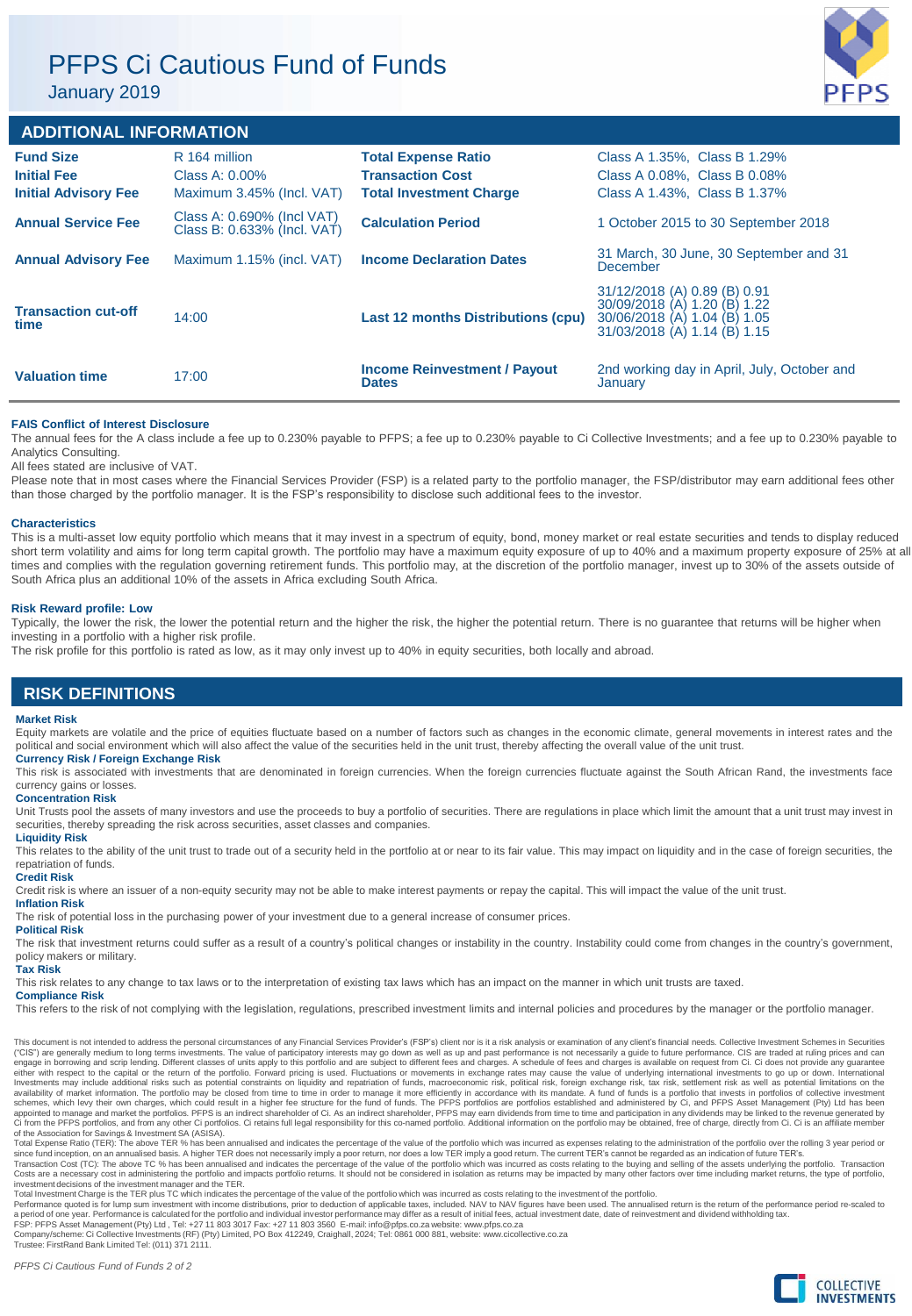# PFPS Ci Cautious Fund of Funds

January 2019

## ADDITIONAL INFORMATION

| | | | |
|---|---|---|---|
| **Fund Size** | R 164 million | **Total Expense Ratio** | Class A 1.35%, Class B 1.29% |
| **Initial Fee** | Class A: 0.00% | **Transaction Cost** | Class A 0.08%, Class B 0.08% |
| **Initial Advisory Fee** | Maximum 3.45% (Incl. VAT) | **Total Investment Charge** | Class A 1.43%, Class B 1.37% |
| **Annual Service Fee** | Class A: 0.690% (Incl VAT) Class B: 0.633% (Incl. VAT) | **Calculation Period** | 1 October 2015 to 30 September 2018 |
| **Annual Advisory Fee** | Maximum 1.15% (incl. VAT) | **Income Declaration Dates** | 31 March, 30 June, 30 September and 31 December |
| **Transaction cut-off time** | 14:00 | **Last 12 months Distributions (cpu)** | 31/12/2018 (A) 0.89 (B) 0.91<br>30/09/2018 (A) 1.20 (B) 1.22<br>30/06/2018 (A) 1.04 (B) 1.05<br>31/03/2018 (A) 1.14 (B) 1.15 |
| **Valuation time** | 17:00 | **Income Reinvestment / Payout Dates** | 2nd working day in April, July, October and January |

### FAIS Conflict of Interest Disclosure

The annual fees for the A class include a fee up to 0.230% payable to PFPS; a fee up to 0.230% payable to Ci Collective Investments; and a fee up to 0.230% payable to Analytics Consulting.

All fees stated are inclusive of VAT.

Please note that in most cases where the Financial Services Provider (FSP) is a related party to the portfolio manager, the FSP/distributor may earn additional fees other than those charged by the portfolio manager. It is the FSP's responsibility to disclose such additional fees to the investor.

### Characteristics

This is a multi-asset low equity portfolio which means that it may invest in a spectrum of equity, bond, money market or real estate securities and tends to display reduced short term volatility and aims for long term capital growth. The portfolio may have a maximum equity exposure of up to 40% and a maximum property exposure of 25% at all times and complies with the regulation governing retirement funds. This portfolio may, at the discretion of the portfolio manager, invest up to 30% of the assets outside of South Africa plus an additional 10% of the assets in Africa excluding South Africa.

### Risk Reward profile: Low

Typically, the lower the risk, the lower the potential return and the higher the risk, the higher the potential return. There is no guarantee that returns will be higher when investing in a portfolio with a higher risk profile.

The risk profile for this portfolio is rated as low, as it may only invest up to 40% in equity securities, both locally and abroad.

## RISK DEFINITIONS

**Market Risk**

Equity markets are volatile and the price of equities fluctuate based on a number of factors such as changes in the economic climate, general movements in interest rates and the political and social environment which will also affect the value of the securities held in the unit trust, thereby affecting the overall value of the unit trust.

**Currency Risk / Foreign Exchange Risk**

This risk is associated with investments that are denominated in foreign currencies. When the foreign currencies fluctuate against the South African Rand, the investments face currency gains or losses.

**Concentration Risk**

Unit Trusts pool the assets of many investors and use the proceeds to buy a portfolio of securities. There are regulations in place which limit the amount that a unit trust may invest in securities, thereby spreading the risk across securities, asset classes and companies.

**Liquidity Risk**

This relates to the ability of the unit trust to trade out of a security held in the portfolio at or near to its fair value. This may impact on liquidity and in the case of foreign securities, the repatriation of funds.

**Credit Risk**

Credit risk is where an issuer of a non-equity security may not be able to make interest payments or repay the capital. This will impact the value of the unit trust.

**Inflation Risk**

The risk of potential loss in the purchasing power of your investment due to a general increase of consumer prices.

**Political Risk**

The risk that investment returns could suffer as a result of a country's political changes or instability in the country. Instability could come from changes in the country's government, policy makers or military.

**Tax Risk**

This risk relates to any change to tax laws or to the interpretation of existing tax laws which has an impact on the manner in which unit trusts are taxed.

**Compliance Risk**

This refers to the risk of not complying with the legislation, regulations, prescribed investment limits and internal policies and procedures by the manager or the portfolio manager.

This document is not intended to address the personal circumstances of any Financial Services Provider's (FSP's) client nor is it a risk analysis or examination of any client's financial needs. Collective Investment Schemes in Securities ("CIS") are generally medium to long terms investments. The value of participatory interests may go down as well as up and past performance is not necessarily a guide to future performance. CIS are traded at ruling prices and can engage in borrowing and scrip lending. Different classes of units apply to this portfolio and are subject to different fees and charges. A schedule of fees and charges is available on request from Ci. Ci does not provide any guarantee either with respect to the capital or the return of the portfolio. Forward pricing is used. Fluctuations or movements in exchange rates may cause the value of underlying international investments to go up or down. International Investments may include additional risks such as potential constraints on liquidity and repatriation of funds, macroeconomic risk, political risk, foreign exchange risk, tax risk, settlement risk as well as potential limitations on the availability of market information. The portfolio may be closed from time to time in order to manage it more efficiently in accordance with its mandate. A fund of funds is a portfolio that invests in portfolios of collective investment schemes, which levy their own charges, which could result in a higher fee structure for the fund of funds. The PFPS portfolios are portfolios established and administered by Ci, and PFPS Asset Management (Pty) Ltd has been appointed to manage and market the portfolios. PFPS is an indirect shareholder of Ci. As an indirect shareholder, PFPS may earn dividends from time to time and participation in any dividends may be linked to the revenue generated by Ci from the PFPS portfolios, and from any other Ci portfolios. Ci retains full legal responsibility for this co-named portfolio. Additional information on the portfolio may be obtained, free of charge, directly from Ci. Ci is an affiliate member of the Association for Savings & Investment SA (ASISA).

Total Expense Ratio (TER): The above TER % has been annualised and indicates the percentage of the value of the portfolio which was incurred as expenses relating to the administration of the portfolio over the rolling 3 year period or since fund inception, on an annualised basis. A higher TER does not necessarily imply a poor return, nor does a low TER imply a good return. The current TER's cannot be regarded as an indication of future TER's.

Transaction Cost (TC): The above TC % has been annualised and indicates the percentage of the value of the portfolio which was incurred as costs relating to the buying and selling of the assets underlying the portfolio. Transaction Costs are a necessary cost in administering the portfolio and impacts portfolio returns. It should not be considered in isolation as returns may be impacted by many other factors over time including market returns, the type of portfolio, investment decisions of the investment manager and the TER.

Total Investment Charge is the TER plus TC which indicates the percentage of the value of the portfolio which was incurred as costs relating to the investment of the portfolio.

Performance quoted is for lump sum investment with income distributions, prior to deduction of applicable taxes, included. NAV to NAV figures have been used. The annualised return is the return of the performance period re-scaled to a period of one year. Performance is calculated for the portfolio and individual investor performance may differ as a result of initial fees, actual investment date, date of reinvestment and dividend withholding tax.

FSP: PFPS Asset Management (Pty) Ltd , Tel: +27 11 803 3017 Fax: +27 11 803 3560 E-mail: info@pfps.co.za website: www.pfps.co.za

Company/scheme: Ci Collective Investments (RF) (Pty) Limited, PO Box 412249, Craighall, 2024; Tel: 0861 000 881, website: www.cicollective.co.za

Trustee: FirstRand Bank Limited Tel: (011) 371 2111.